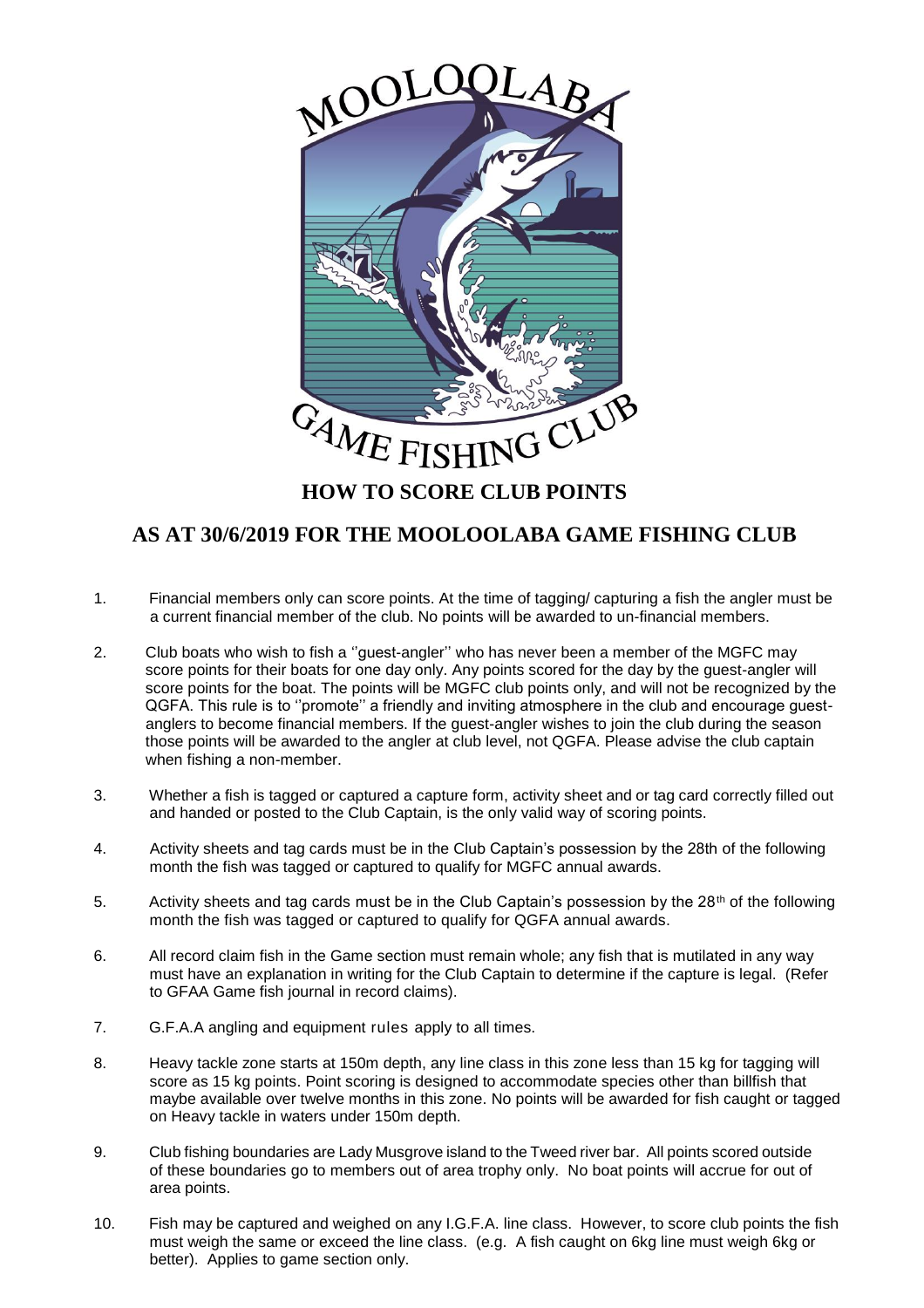MOOLOOLABA GAME FISHING CLUB

# HOW TO SCORE CLUB POINTS

## AS AT 30/6/2019 FOR THE MOOLOOLABA GAME FISHING CLUB

1. Financial members only can score points. At the time of tagging/ capturing a fish the angler must be a current financial member of the club. No points will be awarded to un-financial members.

2. Club boats who wish to fish a ''guest-angler'' who has never been a member of the MGFC may score points for their boats for one day only. Any points scored for the day by the guest-angler will score points for the boat. The points will be MGFC club points only, and will not be recognized by the QGFA. This rule is to ''promote'' a friendly and inviting atmosphere in the club and encourage guest-anglers to become financial members. If the guest-angler wishes to join the club during the season those points will be awarded to the angler at club level, not QGFA. Please advise the club captain when fishing a non-member.

3. Whether a fish is tagged or captured a capture form, activity sheet and or tag card correctly filled out and handed or posted to the Club Captain, is the only valid way of scoring points.

4. Activity sheets and tag cards must be in the Club Captain's possession by the 28th of the following month the fish was tagged or captured to qualify for MGFC annual awards.

5. Activity sheets and tag cards must be in the Club Captain's possession by the 28th of the following month the fish was tagged or captured to qualify for QGFA annual awards.

6. All record claim fish in the Game section must remain whole; any fish that is mutilated in any way must have an explanation in writing for the Club Captain to determine if the capture is legal. (Refer to GFAA Game fish journal in record claims).

7. G.F.A.A angling and equipment rules apply to all times.

8. Heavy tackle zone starts at 150m depth, any line class in this zone less than 15 kg for tagging will score as 15 kg points. Point scoring is designed to accommodate species other than billfish that maybe available over twelve months in this zone. No points will be awarded for fish caught or tagged on Heavy tackle in waters under 150m depth.

9. Club fishing boundaries are Lady Musgrove island to the Tweed river bar. All points scored outside of these boundaries go to members out of area trophy only. No boat points will accrue for out of area points.

10. Fish may be captured and weighed on any I.G.F.A. line class. However, to score club points the fish must weigh the same or exceed the line class. (e.g. A fish caught on 6kg line must weigh 6kg or better). Applies to game section only.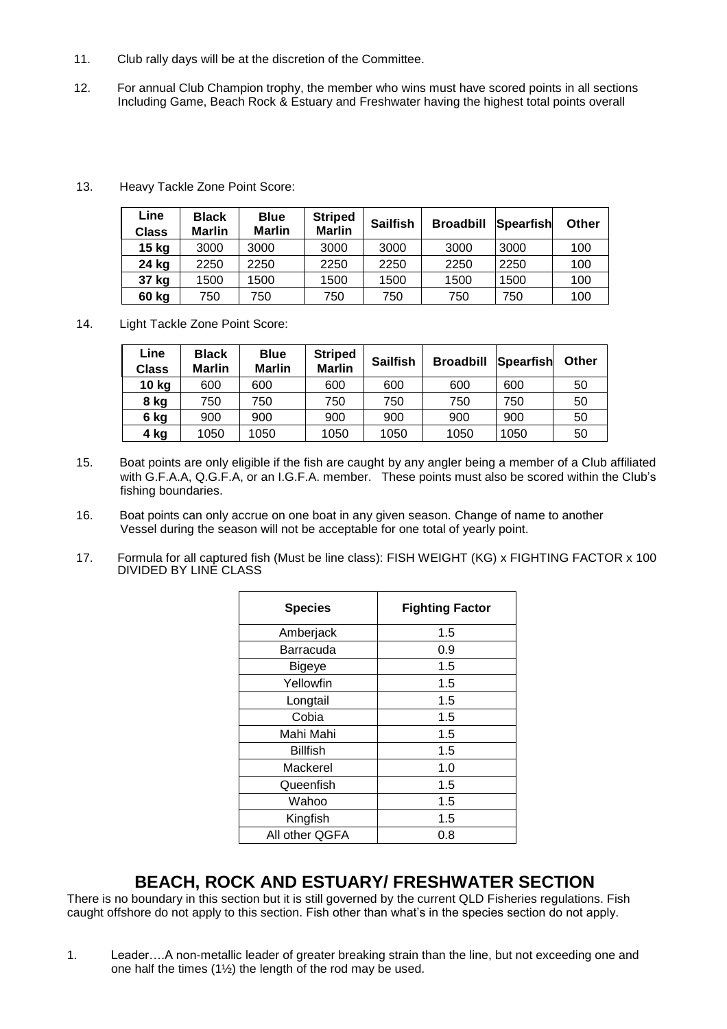11. Club rally days will be at the discretion of the Committee.

12. For annual Club Champion trophy, the member who wins must have scored points in all sections Including Game, Beach Rock & Estuary and Freshwater having the highest total points overall

13. Heavy Tackle Zone Point Score:

| Line Class | Black Marlin | Blue Marlin | Striped Marlin | Sailfish | Broadbill | Spearfish | Other |
|---|---|---|---|---|---|---|---|
| **15 kg** | 3000 | 3000 | 3000 | 3000 | 3000 | 3000 | 100 |
| **24 kg** | 2250 | 2250 | 2250 | 2250 | 2250 | 2250 | 100 |
| **37 kg** | 1500 | 1500 | 1500 | 1500 | 1500 | 1500 | 100 |
| **60 kg** | 750 | 750 | 750 | 750 | 750 | 750 | 100 |

14. Light Tackle Zone Point Score:

| Line Class | Black Marlin | Blue Marlin | Striped Marlin | Sailfish | Broadbill | Spearfish | Other |
|---|---|---|---|---|---|---|---|
| **10 kg** | 600 | 600 | 600 | 600 | 600 | 600 | 50 |
| **8 kg** | 750 | 750 | 750 | 750 | 750 | 750 | 50 |
| **6 kg** | 900 | 900 | 900 | 900 | 900 | 900 | 50 |
| **4 kg** | 1050 | 1050 | 1050 | 1050 | 1050 | 1050 | 50 |

15. Boat points are only eligible if the fish are caught by any angler being a member of a Club affiliated with G.F.A.A, Q.G.F.A, or an I.G.F.A. member. These points must also be scored within the Club's fishing boundaries.

16. Boat points can only accrue on one boat in any given season. Change of name to another Vessel during the season will not be acceptable for one total of yearly point.

17. Formula for all captured fish (Must be line class): FISH WEIGHT (KG) x FIGHTING FACTOR x 100 DIVIDED BY LINE CLASS

| Species | Fighting Factor |
|---|---|
| Amberjack | 1.5 |
| Barracuda | 0.9 |
| Bigeye | 1.5 |
| Yellowfin | 1.5 |
| Longtail | 1.5 |
| Cobia | 1.5 |
| Mahi Mahi | 1.5 |
| Billfish | 1.5 |
| Mackerel | 1.0 |
| Queenfish | 1.5 |
| Wahoo | 1.5 |
| Kingfish | 1.5 |
| All other QGFA | 0.8 |

## BEACH, ROCK AND ESTUARY/ FRESHWATER SECTION

There is no boundary in this section but it is still governed by the current QLD Fisheries regulations. Fish caught offshore do not apply to this section. Fish other than what's in the species section do not apply.

1. Leader….A non-metallic leader of greater breaking strain than the line, but not exceeding one and one half the times (1½) the length of the rod may be used.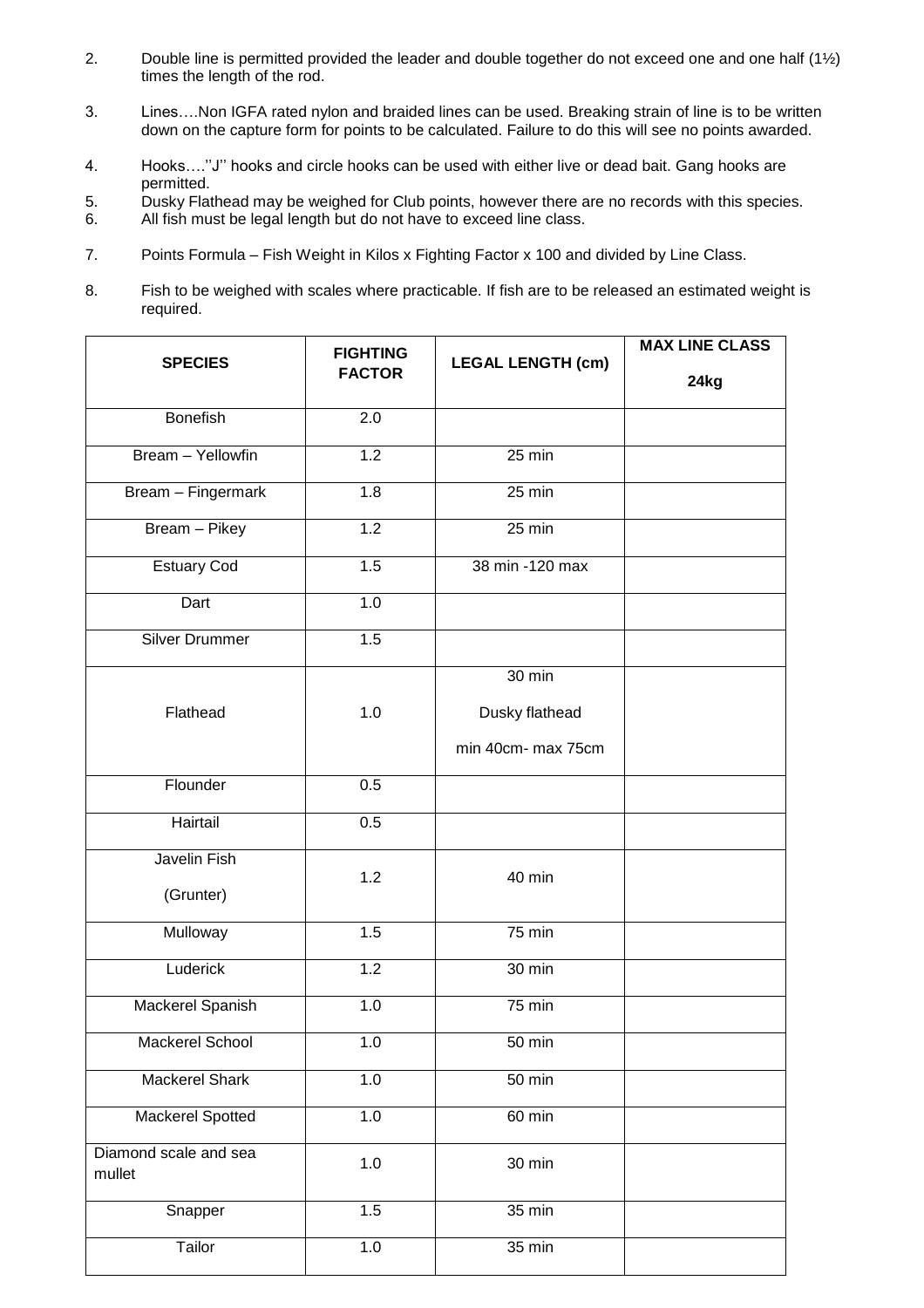2. Double line is permitted provided the leader and double together do not exceed one and one half (1½) times the length of the rod.

3. Lines….Non IGFA rated nylon and braided lines can be used. Breaking strain of line is to be written down on the capture form for points to be calculated. Failure to do this will see no points awarded.

4. Hooks….''J'' hooks and circle hooks can be used with either live or dead bait. Gang hooks are permitted.
5. Dusky Flathead may be weighed for Club points, however there are no records with this species.
6. All fish must be legal length but do not have to exceed line class.

7. Points Formula – Fish Weight in Kilos x Fighting Factor x 100 and divided by Line Class.

8. Fish to be weighed with scales where practicable. If fish are to be released an estimated weight is required.

| SPECIES | FIGHTING FACTOR | LEGAL LENGTH (cm) | MAX LINE CLASS 24kg |
|---|---|---|---|
| Bonefish | 2.0 | | |
| Bream – Yellowfin | 1.2 | 25 min | |
| Bream – Fingermark | 1.8 | 25 min | |
| Bream – Pikey | 1.2 | 25 min | |
| Estuary Cod | 1.5 | 38 min -120 max | |
| Dart | 1.0 | | |
| Silver Drummer | 1.5 | | |
| Flathead | 1.0 | 30 min<br>Dusky flathead<br>min 40cm- max 75cm | |
| Flounder | 0.5 | | |
| Hairtail | 0.5 | | |
| Javelin Fish (Grunter) | 1.2 | 40 min | |
| Mulloway | 1.5 | 75 min | |
| Luderick | 1.2 | 30 min | |
| Mackerel Spanish | 1.0 | 75 min | |
| Mackerel School | 1.0 | 50 min | |
| Mackerel Shark | 1.0 | 50 min | |
| Mackerel Spotted | 1.0 | 60 min | |
| Diamond scale and sea mullet | 1.0 | 30 min | |
| Snapper | 1.5 | 35 min | |
| Tailor | 1.0 | 35 min | |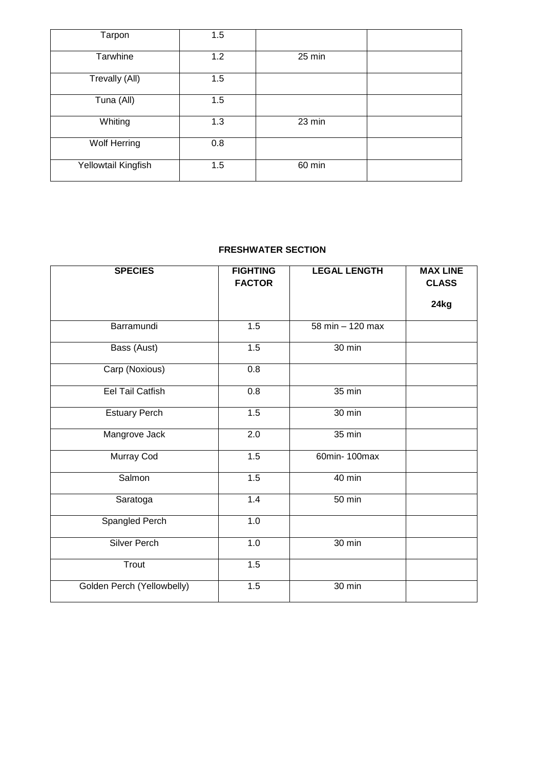| | | | |
|---|---|---|---|
| Tarpon | 1.5 | | |
| Tarwhine | 1.2 | 25 min | |
| Trevally (All) | 1.5 | | |
| Tuna (All) | 1.5 | | |
| Whiting | 1.3 | 23 min | |
| Wolf Herring | 0.8 | | |
| Yellowtail Kingfish | 1.5 | 60 min | |

**FRESHWATER SECTION**

| SPECIES | FIGHTING FACTOR | LEGAL LENGTH | MAX LINE CLASS 24kg |
|---|---|---|---|
| Barramundi | 1.5 | 58 min – 120 max | |
| Bass (Aust) | 1.5 | 30 min | |
| Carp (Noxious) | 0.8 | | |
| Eel Tail Catfish | 0.8 | 35 min | |
| Estuary Perch | 1.5 | 30 min | |
| Mangrove Jack | 2.0 | 35 min | |
| Murray Cod | 1.5 | 60min- 100max | |
| Salmon | 1.5 | 40 min | |
| Saratoga | 1.4 | 50 min | |
| Spangled Perch | 1.0 | | |
| Silver Perch | 1.0 | 30 min | |
| Trout | 1.5 | | |
| Golden Perch (Yellowbelly) | 1.5 | 30 min | |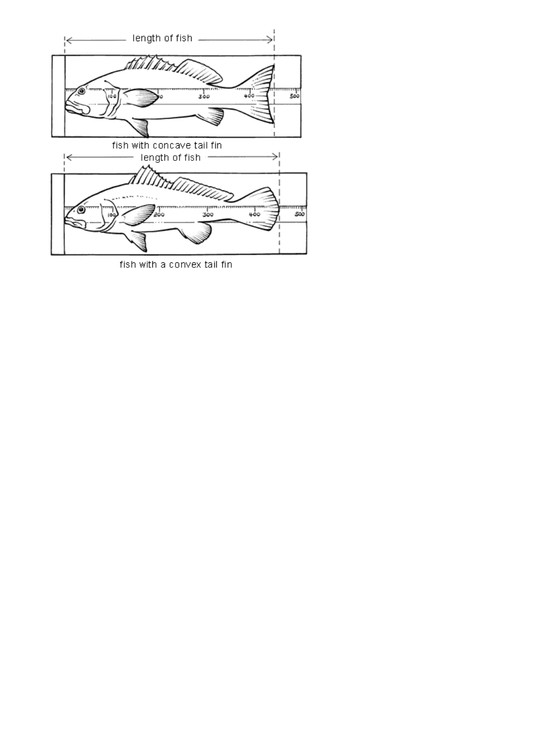length of fish

100
300
400
500

fish with concave tail fin

length of fish

100
200
300
400
500

fish with a convex tail fin